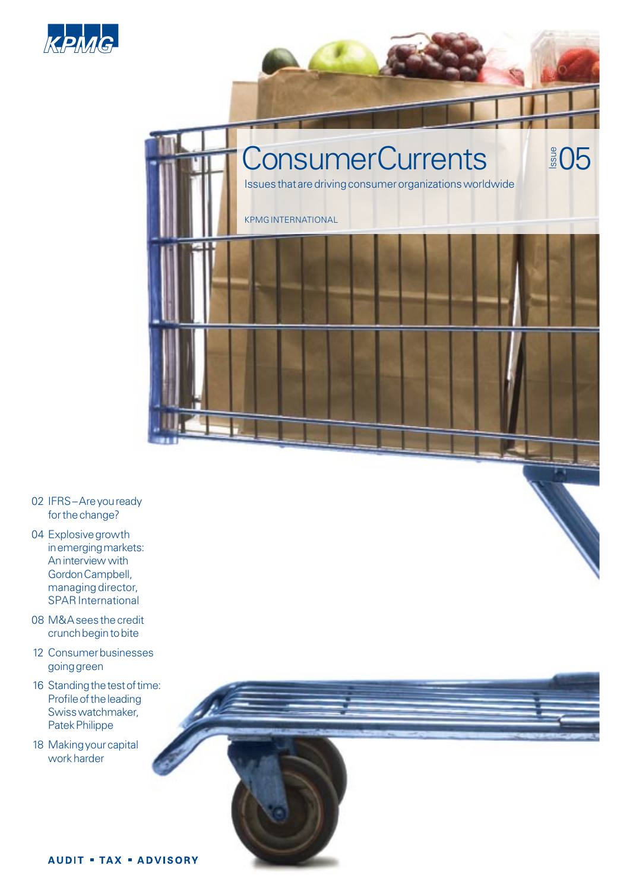KPMG

# ConsumerCurrents

Issue 05

Issues that are driving consumer organizations worldwide

KPMG INTERNATIONAL

02 IFRS – Are you ready for the change?

04 Explosive growth in emerging markets: An interview with Gordon Campbell, managing director, SPAR International

08 M&A sees the credit crunch begin to bite

12 Consumer businesses going green

16 Standing the test of time: Profile of the leading Swiss watchmaker, Patek Philippe

18 Making your capital work harder

**AUDIT ▪ TAX ▪ ADVISORY**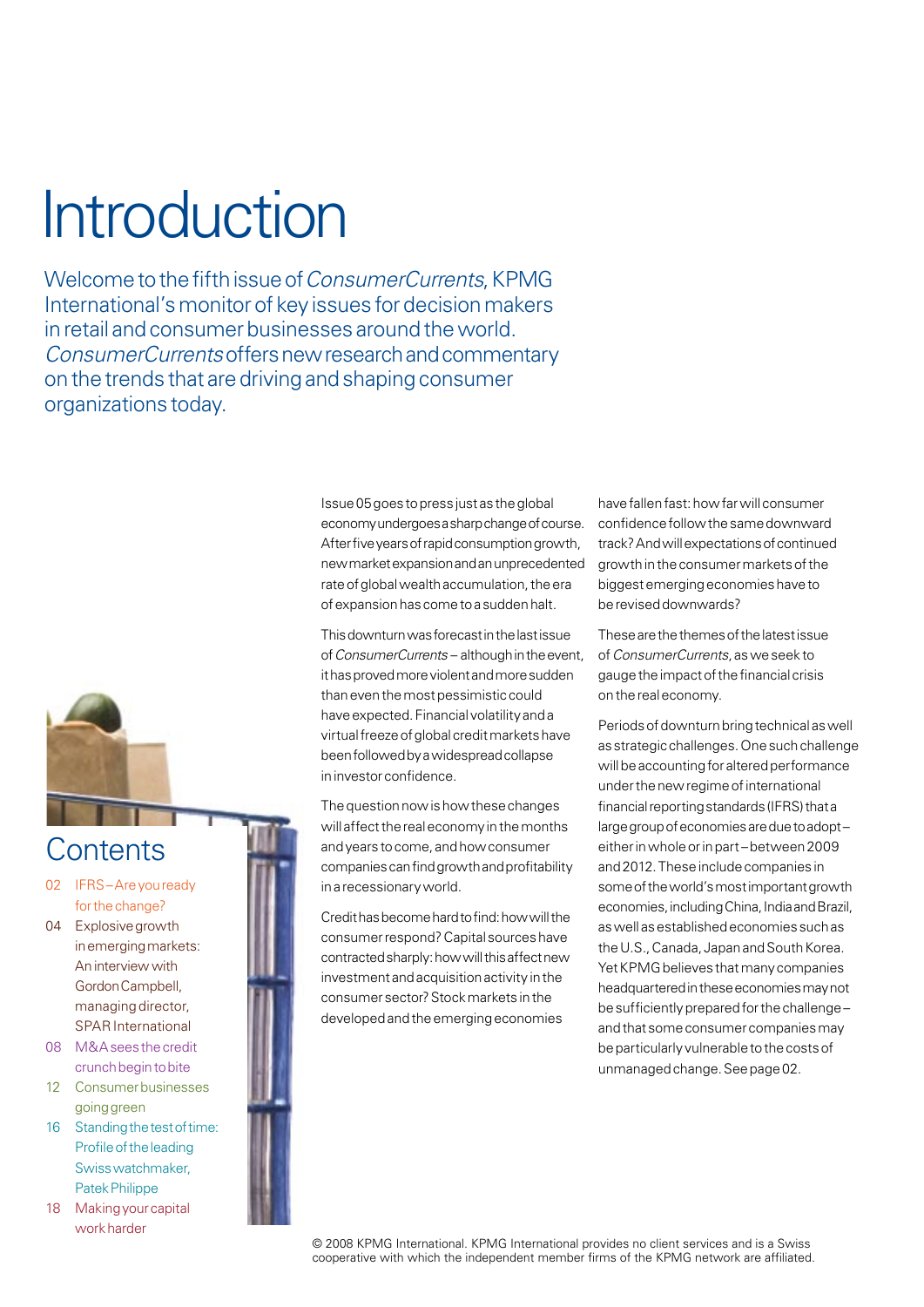# Introduction

Welcome to the fifth issue of *ConsumerCurrents*, KPMG International's monitor of key issues for decision makers in retail and consumer businesses around the world. *ConsumerCurrents* offers new research and commentary on the trends that are driving and shaping consumer organizations today.

## Contents

- 02 IFRS – Are you ready for the change?
- 04 Explosive growth in emerging markets: An interview with Gordon Campbell, managing director, SPAR International
- 08 M&A sees the credit crunch begin to bite
- 12 Consumer businesses going green
- 16 Standing the test of time: Profile of the leading Swiss watchmaker, Patek Philippe
- 18 Making your capital work harder

Issue 05 goes to press just as the global economy undergoes a sharp change of course. After five years of rapid consumption growth, new market expansion and an unprecedented rate of global wealth accumulation, the era of expansion has come to a sudden halt.

This downturn was forecast in the last issue of *ConsumerCurrents* – although in the event, it has proved more violent and more sudden than even the most pessimistic could have expected. Financial volatility and a virtual freeze of global credit markets have been followed by a widespread collapse in investor confidence.

The question now is how these changes will affect the real economy in the months and years to come, and how consumer companies can find growth and profitability in a recessionary world.

Credit has become hard to find: how will the consumer respond? Capital sources have contracted sharply: how will this affect new investment and acquisition activity in the consumer sector? Stock markets in the developed and the emerging economies have fallen fast: how far will consumer confidence follow the same downward track? And will expectations of continued growth in the consumer markets of the biggest emerging economies have to be revised downwards?

These are the themes of the latest issue of *ConsumerCurrents*, as we seek to gauge the impact of the financial crisis on the real economy.

Periods of downturn bring technical as well as strategic challenges. One such challenge will be accounting for altered performance under the new regime of international financial reporting standards (IFRS) that a large group of economies are due to adopt – either in whole or in part – between 2009 and 2012. These include companies in some of the world's most important growth economies, including China, India and Brazil, as well as established economies such as the U.S., Canada, Japan and South Korea. Yet KPMG believes that many companies headquartered in these economies may not be sufficiently prepared for the challenge – and that some consumer companies may be particularly vulnerable to the costs of unmanaged change. See page 02.

© 2008 KPMG International. KPMG International provides no client services and is a Swiss cooperative with which the independent member firms of the KPMG network are affiliated.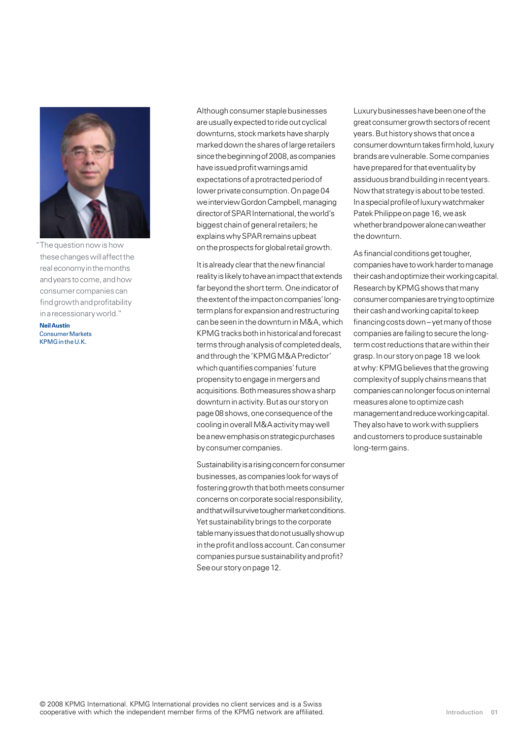"The question now is how these changes will affect the real economy in the months and years to come, and how consumer companies can find growth and profitability in a recessionary world."

**Neil Austin**
Consumer Markets
KPMG in the U.K.

Although consumer staple businesses are usually expected to ride out cyclical downturns, stock markets have sharply marked down the shares of large retailers since the beginning of 2008, as companies have issued profit warnings amid expectations of a protracted period of lower private consumption. On page 04 we interview Gordon Campbell, managing director of SPAR International, the world's biggest chain of general retailers; he explains why SPAR remains upbeat on the prospects for global retail growth.

It is already clear that the new financial reality is likely to have an impact that extends far beyond the short term. One indicator of the extent of the impact on companies' long-term plans for expansion and restructuring can be seen in the downturn in M&A, which KPMG tracks both in historical and forecast terms through analysis of completed deals, and through the 'KPMG M&A Predictor' which quantifies companies' future propensity to engage in mergers and acquisitions. Both measures show a sharp downturn in activity. But as our story on page 08 shows, one consequence of the cooling in overall M&A activity may well be a new emphasis on strategic purchases by consumer companies.

Sustainability is a rising concern for consumer businesses, as companies look for ways of fostering growth that both meets consumer concerns on corporate social responsibility, and that will survive tougher market conditions. Yet sustainability brings to the corporate table many issues that do not usually show up in the profit and loss account. Can consumer companies pursue sustainability and profit? See our story on page 12.

Luxury businesses have been one of the great consumer growth sectors of recent years. But history shows that once a consumer downturn takes firm hold, luxury brands are vulnerable. Some companies have prepared for that eventuality by assiduous brand building in recent years. Now that strategy is about to be tested. In a special profile of luxury watchmaker Patek Philippe on page 16, we ask whether brand power alone can weather the downturn.

As financial conditions get tougher, companies have to work harder to manage their cash and optimize their working capital. Research by KPMG shows that many consumer companies are trying to optimize their cash and working capital to keep financing costs down – yet many of those companies are failing to secure the long-term cost reductions that are within their grasp. In our story on page 18 we look at why: KPMG believes that the growing complexity of supply chains means that companies can no longer focus on internal measures alone to optimize cash management and reduce working capital. They also have to work with suppliers and customers to produce sustainable long-term gains.

© 2008 KPMG International. KPMG International provides no client services and is a Swiss cooperative with which the independent member firms of the KPMG network are affiliated.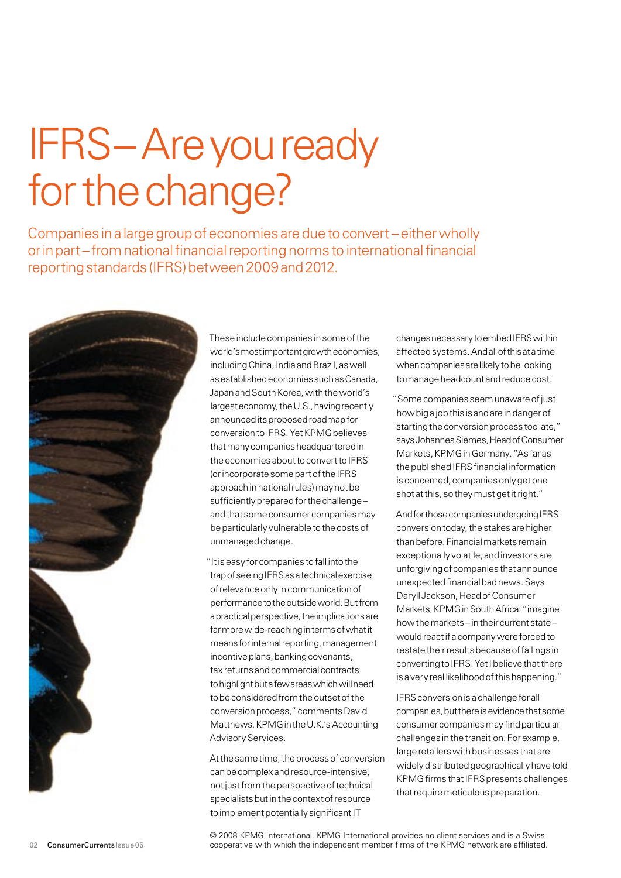# IFRS – Are you ready for the change?

Companies in a large group of economies are due to convert – either wholly or in part – from national financial reporting norms to international financial reporting standards (IFRS) between 2009 and 2012.

These include companies in some of the world's most important growth economies, including China, India and Brazil, as well as established economies such as Canada, Japan and South Korea, with the world's largest economy, the U.S., having recently announced its proposed roadmap for conversion to IFRS. Yet KPMG believes that many companies headquartered in the economies about to convert to IFRS (or incorporate some part of the IFRS approach in national rules) may not be sufficiently prepared for the challenge – and that some consumer companies may be particularly vulnerable to the costs of unmanaged change.

"It is easy for companies to fall into the trap of seeing IFRS as a technical exercise of relevance only in communication of performance to the outside world. But from a practical perspective, the implications are far more wide-reaching in terms of what it means for internal reporting, management incentive plans, banking covenants, tax returns and commercial contracts to highlight but a few areas which will need to be considered from the outset of the conversion process," comments David Matthews, KPMG in the U.K.'s Accounting Advisory Services.

At the same time, the process of conversion can be complex and resource-intensive, not just from the perspective of technical specialists but in the context of resource to implement potentially significant IT changes necessary to embed IFRS within affected systems. And all of this at a time when companies are likely to be looking to manage headcount and reduce cost.

"Some companies seem unaware of just how big a job this is and are in danger of starting the conversion process too late," says Johannes Siemes, Head of Consumer Markets, KPMG in Germany. "As far as the published IFRS financial information is concerned, companies only get one shot at this, so they must get it right."

And for those companies undergoing IFRS conversion today, the stakes are higher than before. Financial markets remain exceptionally volatile, and investors are unforgiving of companies that announce unexpected financial bad news. Says Daryll Jackson, Head of Consumer Markets, KPMG in South Africa: "imagine how the markets – in their current state – would react if a company were forced to restate their results because of failings in converting to IFRS. Yet I believe that there is a very real likelihood of this happening."

IFRS conversion is a challenge for all companies, but there is evidence that some consumer companies may find particular challenges in the transition. For example, large retailers with businesses that are widely distributed geographically have told KPMG firms that IFRS presents challenges that require meticulous preparation.

© 2008 KPMG International. KPMG International provides no client services and is a Swiss cooperative with which the independent member firms of the KPMG network are affiliated.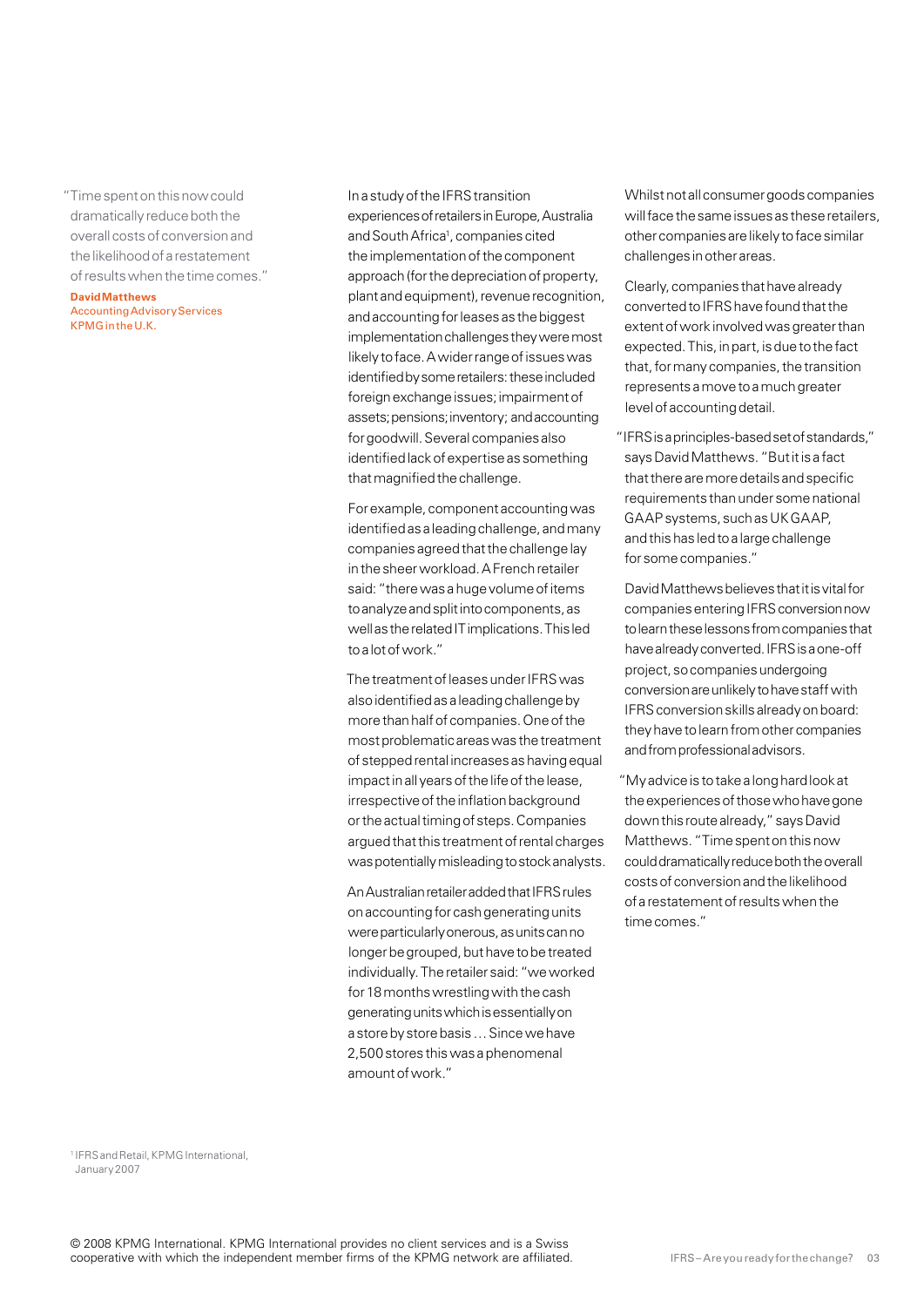"Time spent on this now could dramatically reduce both the overall costs of conversion and the likelihood of a restatement of results when the time comes."

**David Matthews**
Accounting Advisory Services
KPMG in the U.K.

In a study of the IFRS transition experiences of retailers in Europe, Australia and South Africa[1], companies cited the implementation of the component approach (for the depreciation of property, plant and equipment), revenue recognition, and accounting for leases as the biggest implementation challenges they were most likely to face. A wider range of issues was identified by some retailers: these included foreign exchange issues; impairment of assets; pensions; inventory; and accounting for goodwill. Several companies also identified lack of expertise as something that magnified the challenge.

For example, component accounting was identified as a leading challenge, and many companies agreed that the challenge lay in the sheer workload. A French retailer said: "there was a huge volume of items to analyze and split into components, as well as the related IT implications. This led to a lot of work."

The treatment of leases under IFRS was also identified as a leading challenge by more than half of companies. One of the most problematic areas was the treatment of stepped rental increases as having equal impact in all years of the life of the lease, irrespective of the inflation background or the actual timing of steps. Companies argued that this treatment of rental charges was potentially misleading to stock analysts.

An Australian retailer added that IFRS rules on accounting for cash generating units were particularly onerous, as units can no longer be grouped, but have to be treated individually. The retailer said: "we worked for 18 months wrestling with the cash generating units which is essentially on a store by store basis … Since we have 2,500 stores this was a phenomenal amount of work."

Whilst not all consumer goods companies will face the same issues as these retailers, other companies are likely to face similar challenges in other areas.

Clearly, companies that have already converted to IFRS have found that the extent of work involved was greater than expected. This, in part, is due to the fact that, for many companies, the transition represents a move to a much greater level of accounting detail.

"IFRS is a principles-based set of standards," says David Matthews. "But it is a fact that there are more details and specific requirements than under some national GAAP systems, such as UK GAAP, and this has led to a large challenge for some companies."

David Matthews believes that it is vital for companies entering IFRS conversion now to learn these lessons from companies that have already converted. IFRS is a one-off project, so companies undergoing conversion are unlikely to have staff with IFRS conversion skills already on board: they have to learn from other companies and from professional advisors.

"My advice is to take a long hard look at the experiences of those who have gone down this route already," says David Matthews. "Time spent on this now could dramatically reduce both the overall costs of conversion and the likelihood of a restatement of results when the time comes."

[1] IFRS and Retail, KPMG International, January 2007

© 2008 KPMG International. KPMG International provides no client services and is a Swiss cooperative with which the independent member firms of the KPMG network are affiliated.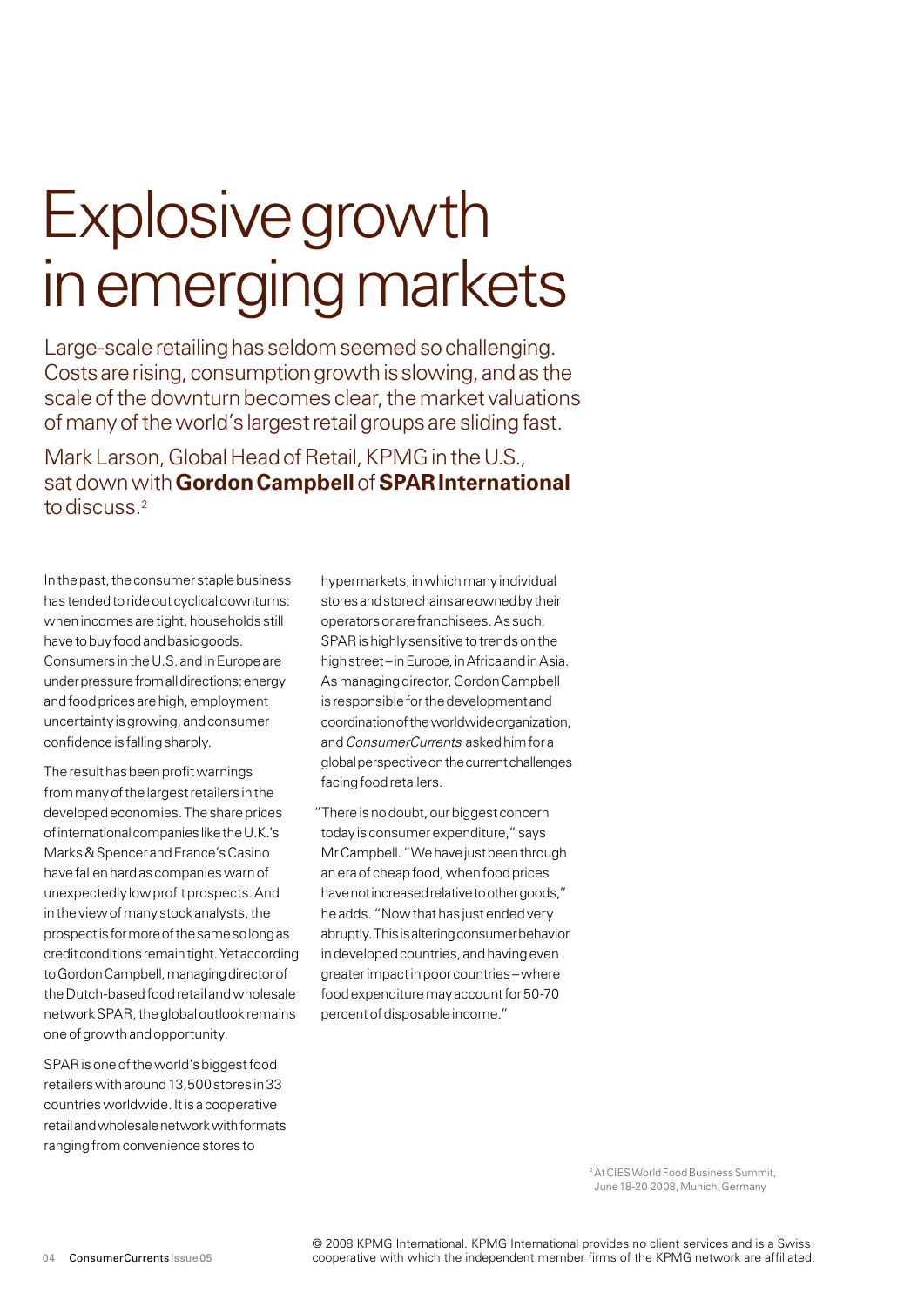# Explosive growth in emerging markets

Large-scale retailing has seldom seemed so challenging. Costs are rising, consumption growth is slowing, and as the scale of the downturn becomes clear, the market valuations of many of the world's largest retail groups are sliding fast.

Mark Larson, Global Head of Retail, KPMG in the U.S., sat down with **Gordon Campbell** of **SPAR International** to discuss.[2]

In the past, the consumer staple business has tended to ride out cyclical downturns: when incomes are tight, households still have to buy food and basic goods. Consumers in the U.S. and in Europe are under pressure from all directions: energy and food prices are high, employment uncertainty is growing, and consumer confidence is falling sharply.

The result has been profit warnings from many of the largest retailers in the developed economies. The share prices of international companies like the U.K.'s Marks & Spencer and France's Casino have fallen hard as companies warn of unexpectedly low profit prospects. And in the view of many stock analysts, the prospect is for more of the same so long as credit conditions remain tight. Yet according to Gordon Campbell, managing director of the Dutch-based food retail and wholesale network SPAR, the global outlook remains one of growth and opportunity.

SPAR is one of the world's biggest food retailers with around 13,500 stores in 33 countries worldwide. It is a cooperative retail and wholesale network with formats ranging from convenience stores to hypermarkets, in which many individual stores and store chains are owned by their operators or are franchisees. As such, SPAR is highly sensitive to trends on the high street – in Europe, in Africa and in Asia. As managing director, Gordon Campbell is responsible for the development and coordination of the worldwide organization, and *ConsumerCurrents* asked him for a global perspective on the current challenges facing food retailers.

"There is no doubt, our biggest concern today is consumer expenditure," says Mr Campbell. "We have just been through an era of cheap food, when food prices have not increased relative to other goods," he adds. "Now that has just ended very abruptly. This is altering consumer behavior in developed countries, and having even greater impact in poor countries – where food expenditure may account for 50-70 percent of disposable income."

[2] At CIES World Food Business Summit, June 18-20 2008, Munich, Germany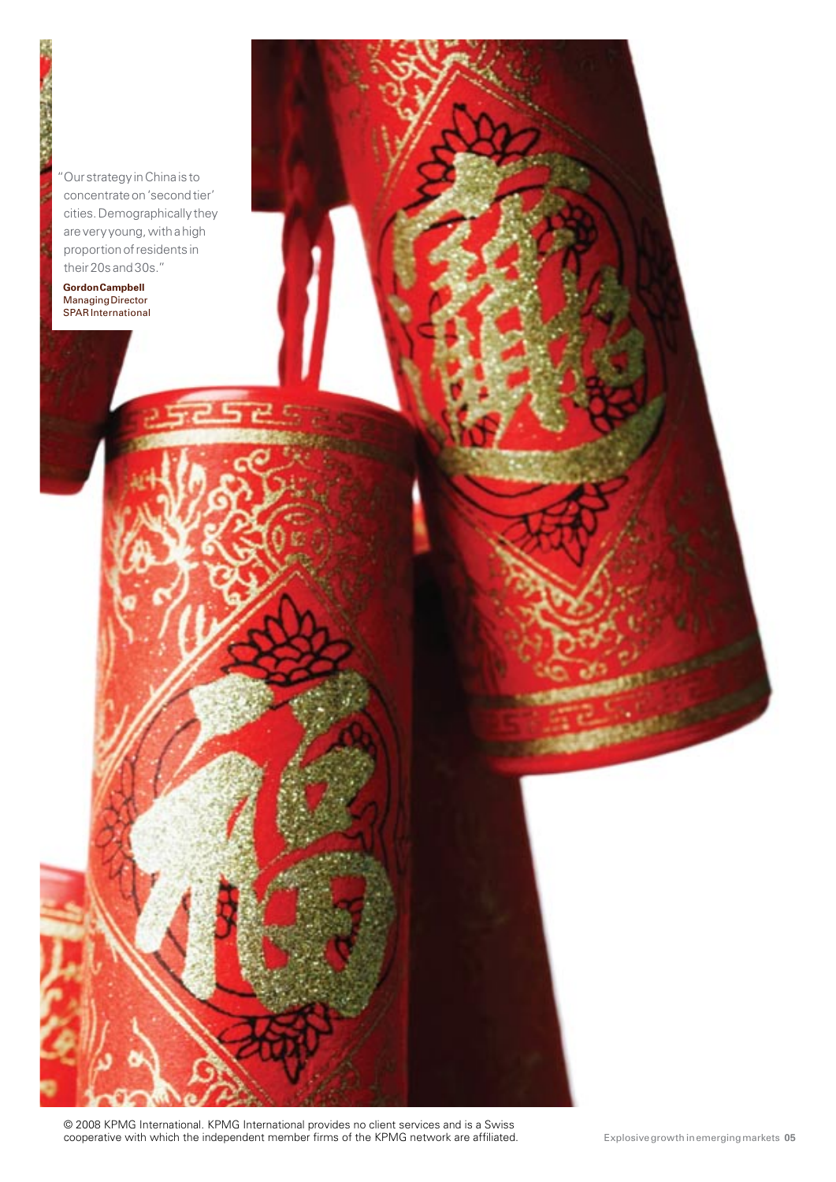"Our strategy in China is to concentrate on 'second tier' cities. Demographically they are very young, with a high proportion of residents in their 20s and 30s."

**Gordon Campbell**
Managing Director
SPAR International

© 2008 KPMG International. KPMG International provides no client services and is a Swiss cooperative with which the independent member firms of the KPMG network are affiliated.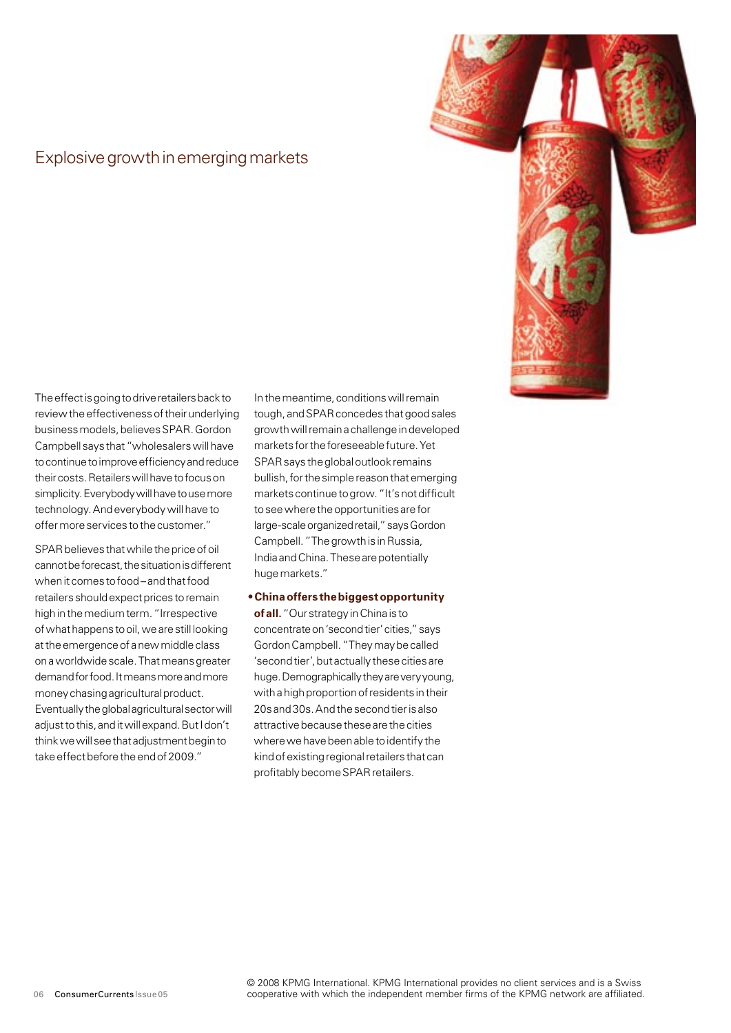## Explosive growth in emerging markets

The effect is going to drive retailers back to review the effectiveness of their underlying business models, believes SPAR. Gordon Campbell says that "wholesalers will have to continue to improve efficiency and reduce their costs. Retailers will have to focus on simplicity. Everybody will have to use more technology. And everybody will have to offer more services to the customer."

SPAR believes that while the price of oil cannot be forecast, the situation is different when it comes to food – and that food retailers should expect prices to remain high in the medium term. "Irrespective of what happens to oil, we are still looking at the emergence of a new middle class on a worldwide scale. That means greater demand for food. It means more and more money chasing agricultural product. Eventually the global agricultural sector will adjust to this, and it will expand. But I don't think we will see that adjustment begin to take effect before the end of 2009."

In the meantime, conditions will remain tough, and SPAR concedes that good sales growth will remain a challenge in developed markets for the foreseeable future. Yet SPAR says the global outlook remains bullish, for the simple reason that emerging markets continue to grow. "It's not difficult to see where the opportunities are for large-scale organized retail," says Gordon Campbell. "The growth is in Russia, India and China. These are potentially huge markets."

- **China offers the biggest opportunity of all.** "Our strategy in China is to concentrate on 'second tier' cities," says Gordon Campbell. "They may be called 'second tier', but actually these cities are huge. Demographically they are very young, with a high proportion of residents in their 20s and 30s. And the second tier is also attractive because these are the cities where we have been able to identify the kind of existing regional retailers that can profitably become SPAR retailers.

© 2008 KPMG International. KPMG International provides no client services and is a Swiss cooperative with which the independent member firms of the KPMG network are affiliated.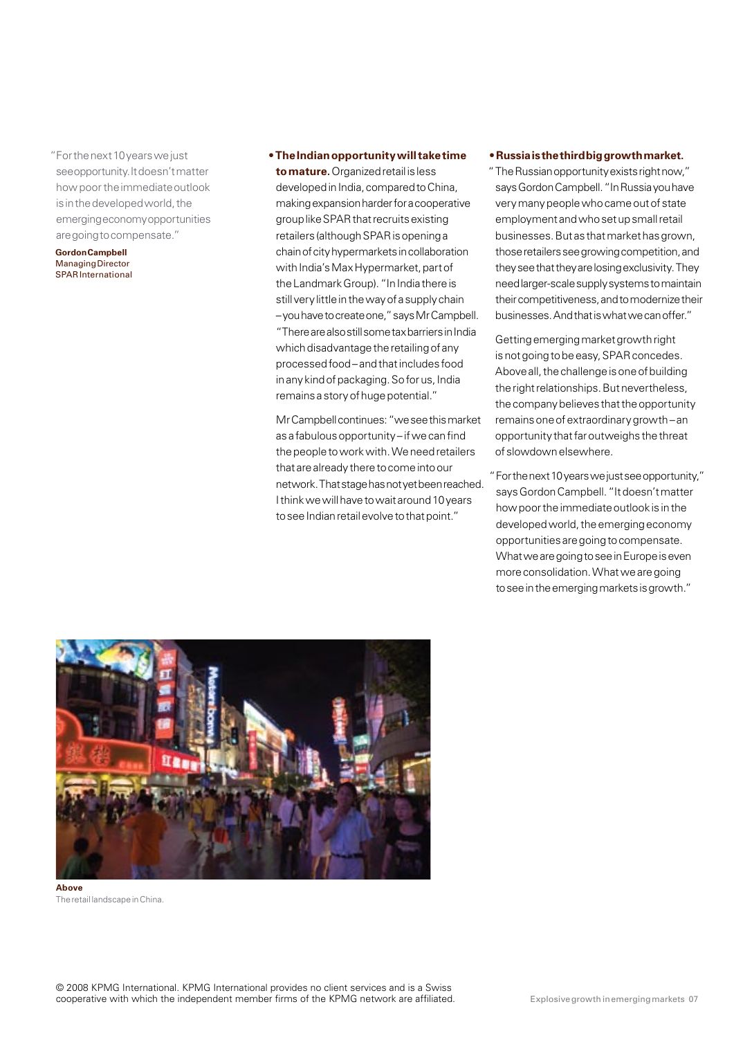"For the next 10 years we just see opportunity. It doesn't matter how poor the immediate outlook is in the developed world, the emerging economy opportunities are going to compensate."

**Gordon Campbell**
Managing Director
SPAR International

- **The Indian opportunity will take time to mature.** Organized retail is less developed in India, compared to China, making expansion harder for a cooperative group like SPAR that recruits existing retailers (although SPAR is opening a chain of city hypermarkets in collaboration with India's Max Hypermarket, part of the Landmark Group). "In India there is still very little in the way of a supply chain – you have to create one," says Mr Campbell. "There are also still some tax barriers in India which disadvantage the retailing of any processed food – and that includes food in any kind of packaging. So for us, India remains a story of huge potential."

Mr Campbell continues: "we see this market as a fabulous opportunity – if we can find the people to work with. We need retailers that are already there to come into our network. That stage has not yet been reached. I think we will have to wait around 10 years to see Indian retail evolve to that point."

- **Russia is the third big growth market.** "The Russian opportunity exists right now," says Gordon Campbell. "In Russia you have very many people who came out of state employment and who set up small retail businesses. But as that market has grown, those retailers see growing competition, and they see that they are losing exclusivity. They need larger-scale supply systems to maintain their competitiveness, and to modernize their businesses. And that is what we can offer."

Getting emerging market growth right is not going to be easy, SPAR concedes. Above all, the challenge is one of building the right relationships. But nevertheless, the company believes that the opportunity remains one of extraordinary growth – an opportunity that far outweighs the threat of slowdown elsewhere.

"For the next 10 years we just see opportunity," says Gordon Campbell. "It doesn't matter how poor the immediate outlook is in the developed world, the emerging economy opportunities are going to compensate. What we are going to see in Europe is even more consolidation. What we are going to see in the emerging markets is growth."

**Above**
The retail landscape in China.

© 2008 KPMG International. KPMG International provides no client services and is a Swiss cooperative with which the independent member firms of the KPMG network are affiliated.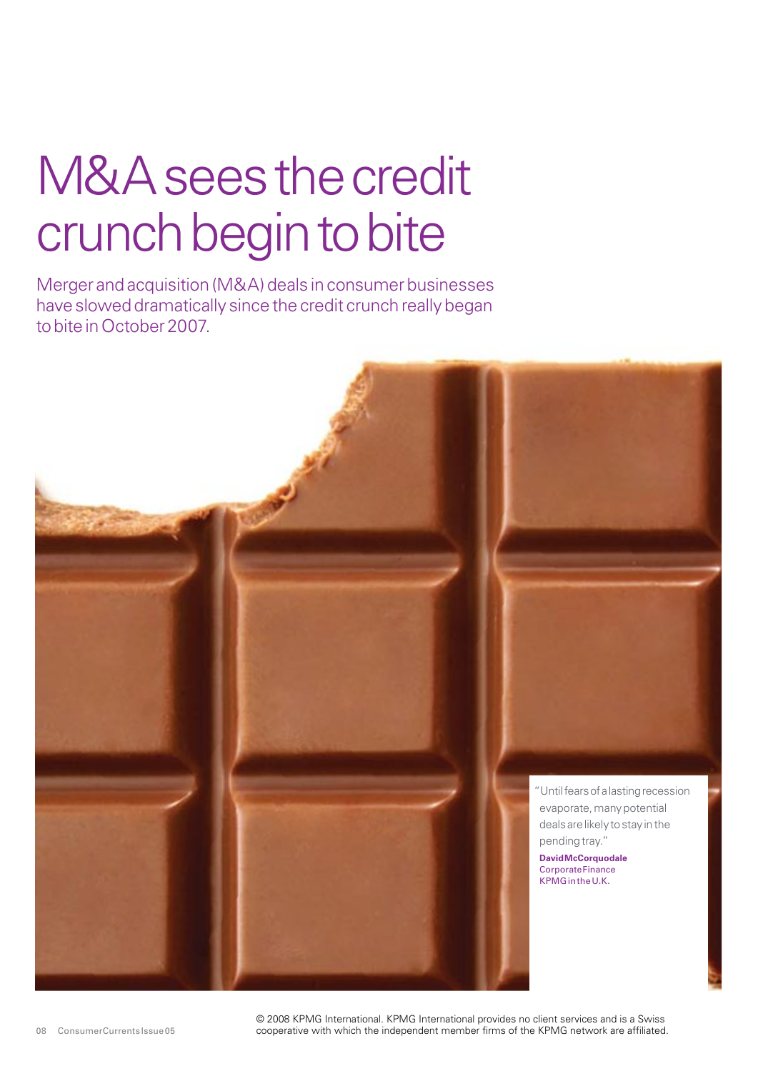# M&A sees the credit crunch begin to bite

Merger and acquisition (M&A) deals in consumer businesses have slowed dramatically since the credit crunch really began to bite in October 2007.

"Until fears of a lasting recession evaporate, many potential deals are likely to stay in the pending tray."

**David McCorquodale**
Corporate Finance
KPMG in the U.K.

© 2008 KPMG International. KPMG International provides no client services and is a Swiss cooperative with which the independent member firms of the KPMG network are affiliated.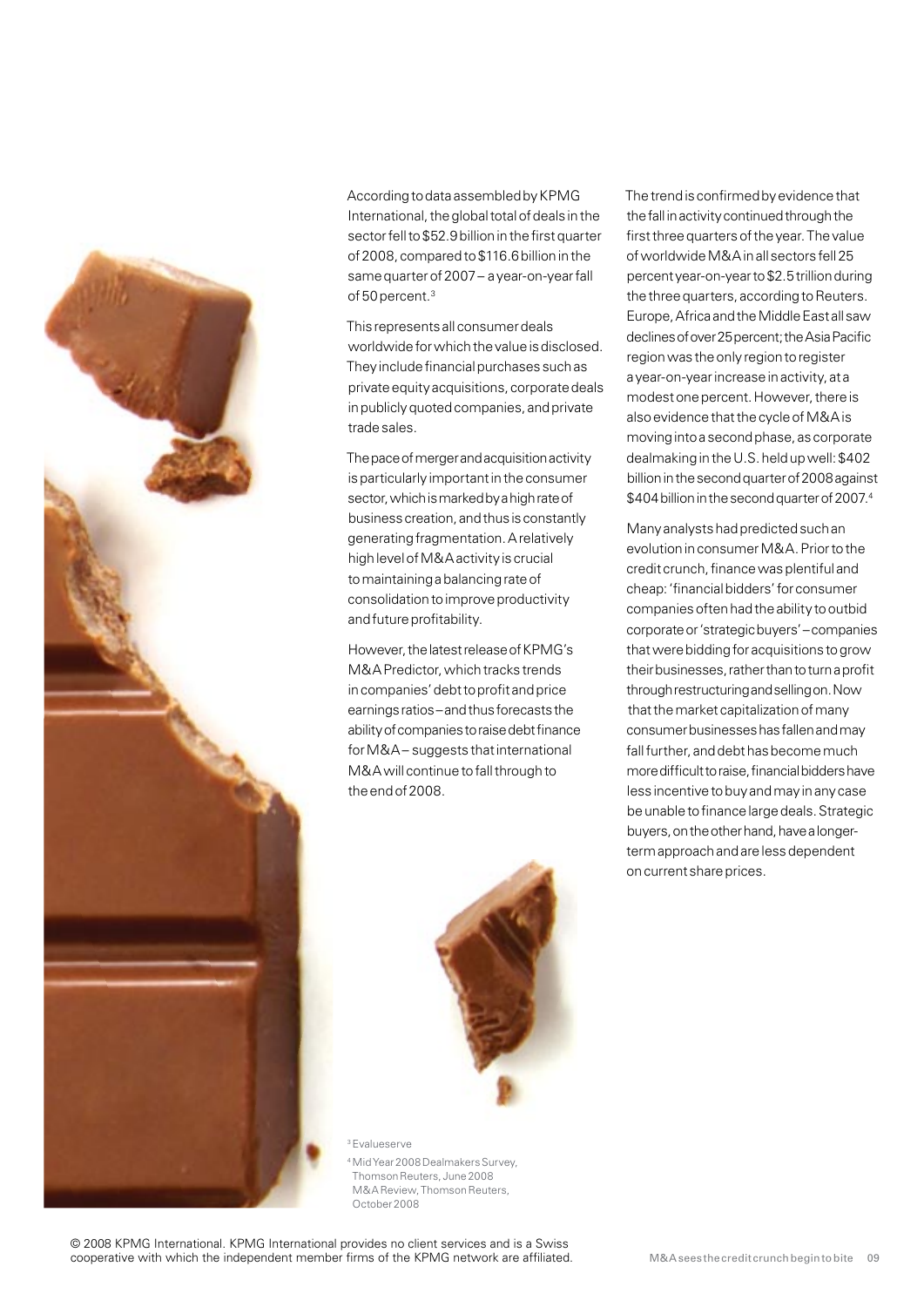According to data assembled by KPMG International, the global total of deals in the sector fell to $52.9 billion in the first quarter of 2008, compared to $116.6 billion in the same quarter of 2007 – a year-on-year fall of 50 percent.[3]

This represents all consumer deals worldwide for which the value is disclosed. They include financial purchases such as private equity acquisitions, corporate deals in publicly quoted companies, and private trade sales.

The pace of merger and acquisition activity is particularly important in the consumer sector, which is marked by a high rate of business creation, and thus is constantly generating fragmentation. A relatively high level of M&A activity is crucial to maintaining a balancing rate of consolidation to improve productivity and future profitability.

However, the latest release of KPMG's M&A Predictor, which tracks trends in companies' debt to profit and price earnings ratios – and thus forecasts the ability of companies to raise debt finance for M&A – suggests that international M&A will continue to fall through to the end of 2008.

The trend is confirmed by evidence that the fall in activity continued through the first three quarters of the year. The value of worldwide M&A in all sectors fell 25 percent year-on-year to $2.5 trillion during the three quarters, according to Reuters. Europe, Africa and the Middle East all saw declines of over 25 percent; the Asia Pacific region was the only region to register a year-on-year increase in activity, at a modest one percent. However, there is also evidence that the cycle of M&A is moving into a second phase, as corporate dealmaking in the U.S. held up well: $402 billion in the second quarter of 2008 against $404 billion in the second quarter of 2007.[4]

Many analysts had predicted such an evolution in consumer M&A. Prior to the credit crunch, finance was plentiful and cheap: 'financial bidders' for consumer companies often had the ability to outbid corporate or 'strategic buyers' – companies that were bidding for acquisitions to grow their businesses, rather than to turn a profit through restructuring and selling on. Now that the market capitalization of many consumer businesses has fallen and may fall further, and debt has become much more difficult to raise, financial bidders have less incentive to buy and may in any case be unable to finance large deals. Strategic buyers, on the other hand, have a longer-term approach and are less dependent on current share prices.

[3] Evalueserve

[4] Mid Year 2008 Dealmakers Survey, Thomson Reuters, June 2008 M&A Review, Thomson Reuters, October 2008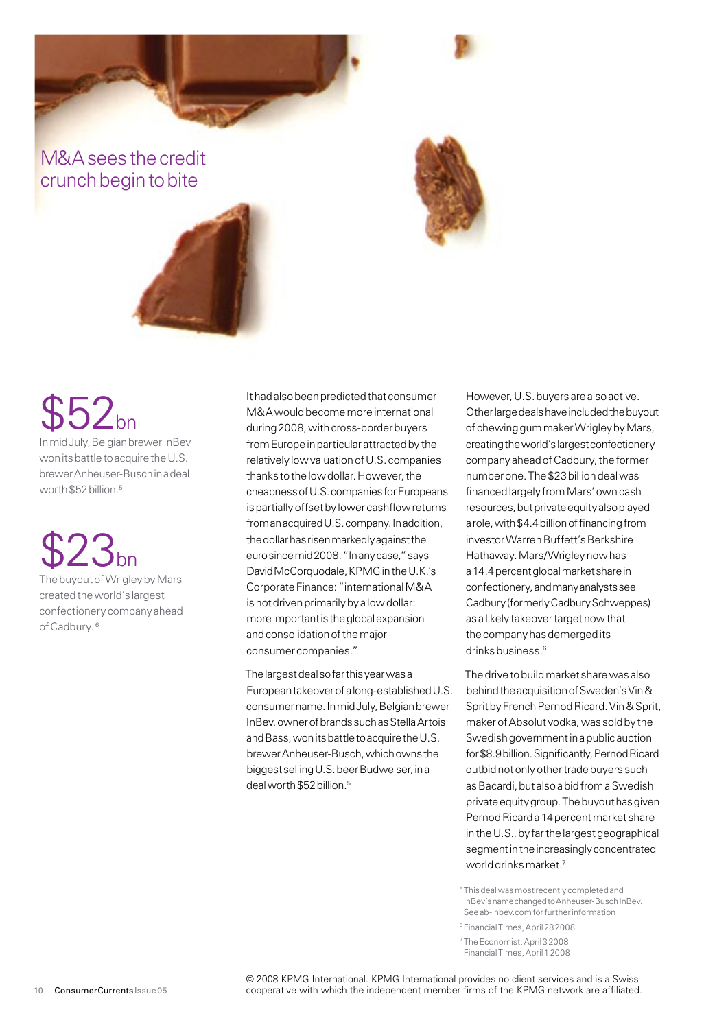# M&A sees the credit crunch begin to bite

**$52bn**

In mid July, Belgian brewer InBev won its battle to acquire the U.S. brewer Anheuser-Busch in a deal worth $52 billion.[5]

**$23bn**

The buyout of Wrigley by Mars created the world's largest confectionery company ahead of Cadbury.[6]

It had also been predicted that consumer M&A would become more international during 2008, with cross-border buyers from Europe in particular attracted by the relatively low valuation of U.S. companies thanks to the low dollar. However, the cheapness of U.S. companies for Europeans is partially offset by lower cashflow returns from an acquired U.S. company. In addition, the dollar has risen markedly against the euro since mid 2008. "In any case," says David McCorquodale, KPMG in the U.K.'s Corporate Finance: "international M&A is not driven primarily by a low dollar: more important is the global expansion and consolidation of the major consumer companies."

The largest deal so far this year was a European takeover of a long-established U.S. consumer name. In mid July, Belgian brewer InBev, owner of brands such as Stella Artois and Bass, won its battle to acquire the U.S. brewer Anheuser-Busch, which owns the biggest selling U.S. beer Budweiser, in a deal worth $52 billion.[5]

However, U.S. buyers are also active. Other large deals have included the buyout of chewing gum maker Wrigley by Mars, creating the world's largest confectionery company ahead of Cadbury, the former number one. The $23 billion deal was financed largely from Mars' own cash resources, but private equity also played a role, with $4.4 billion of financing from investor Warren Buffett's Berkshire Hathaway. Mars/Wrigley now has a 14.4 percent global market share in confectionery, and many analysts see Cadbury (formerly Cadbury Schweppes) as a likely takeover target now that the company has demerged its drinks business.[6]

The drive to build market share was also behind the acquisition of Sweden's Vin & Sprit by French Pernod Ricard. Vin & Sprit, maker of Absolut vodka, was sold by the Swedish government in a public auction for $8.9 billion. Significantly, Pernod Ricard outbid not only other trade buyers such as Bacardi, but also a bid from a Swedish private equity group. The buyout has given Pernod Ricard a 14 percent market share in the U.S., by far the largest geographical segment in the increasingly concentrated world drinks market.[7]

[5] This deal was most recently completed and InBev's name changed to Anheuser-Busch InBev. See ab-inbev.com for further information

[6] Financial Times, April 28 2008

[7] The Economist, April 3 2008
Financial Times, April 1 2008

© 2008 KPMG International. KPMG International provides no client services and is a Swiss cooperative with which the independent member firms of the KPMG network are affiliated.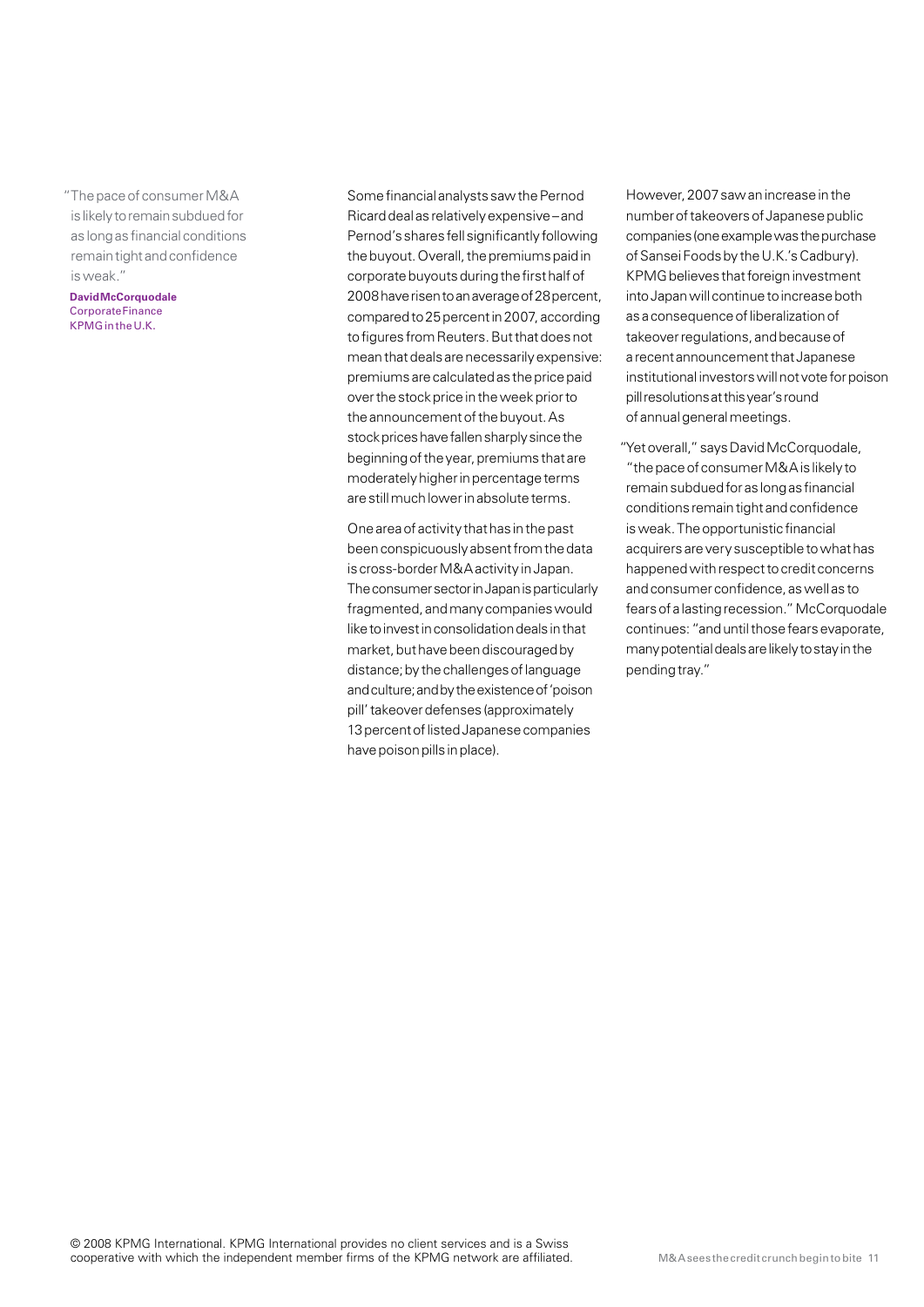> "The pace of consumer M&A is likely to remain subdued for as long as financial conditions remain tight and confidence is weak."
>
> **David McCorquodale**
> Corporate Finance
> KPMG in the U.K.

Some financial analysts saw the Pernod Ricard deal as relatively expensive – and Pernod's shares fell significantly following the buyout. Overall, the premiums paid in corporate buyouts during the first half of 2008 have risen to an average of 28 percent, compared to 25 percent in 2007, according to figures from Reuters. But that does not mean that deals are necessarily expensive: premiums are calculated as the price paid over the stock price in the week prior to the announcement of the buyout. As stock prices have fallen sharply since the beginning of the year, premiums that are moderately higher in percentage terms are still much lower in absolute terms.

One area of activity that has in the past been conspicuously absent from the data is cross-border M&A activity in Japan. The consumer sector in Japan is particularly fragmented, and many companies would like to invest in consolidation deals in that market, but have been discouraged by distance; by the challenges of language and culture; and by the existence of 'poison pill' takeover defenses (approximately 13 percent of listed Japanese companies have poison pills in place).

However, 2007 saw an increase in the number of takeovers of Japanese public companies (one example was the purchase of Sansei Foods by the U.K.'s Cadbury). KPMG believes that foreign investment into Japan will continue to increase both as a consequence of liberalization of takeover regulations, and because of a recent announcement that Japanese institutional investors will not vote for poison pill resolutions at this year's round of annual general meetings.

"Yet overall," says David McCorquodale, "the pace of consumer M&A is likely to remain subdued for as long as financial conditions remain tight and confidence is weak. The opportunistic financial acquirers are very susceptible to what has happened with respect to credit concerns and consumer confidence, as well as to fears of a lasting recession." McCorquodale continues: "and until those fears evaporate, many potential deals are likely to stay in the pending tray."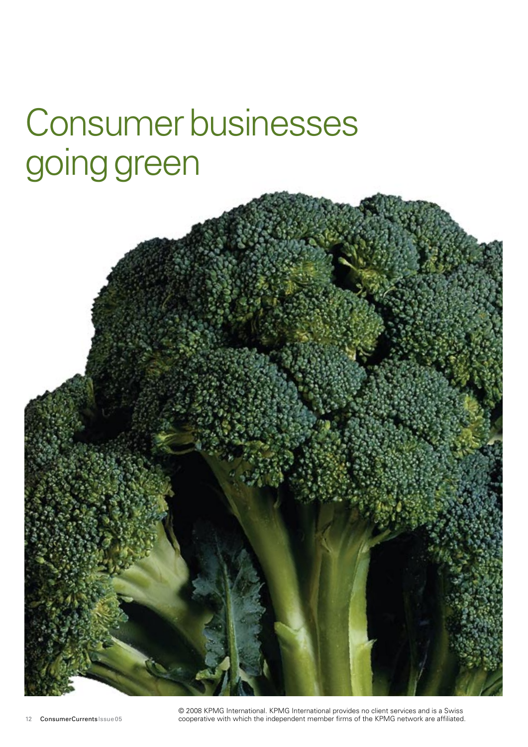# Consumer businesses going green

© 2008 KPMG International. KPMG International provides no client services and is a Swiss cooperative with which the independent member firms of the KPMG network are affiliated.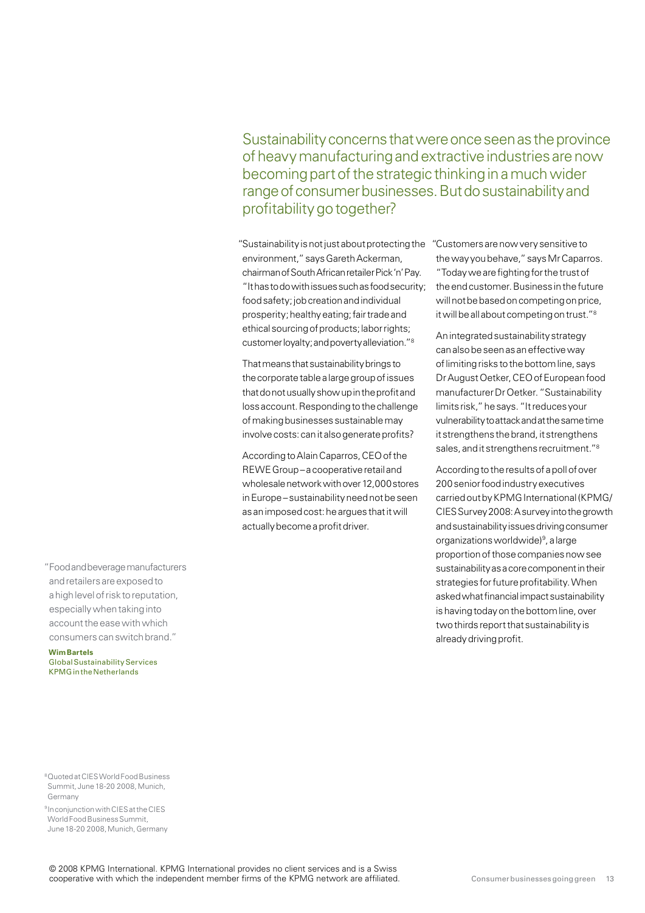## Sustainability concerns that were once seen as the province of heavy manufacturing and extractive industries are now becoming part of the strategic thinking in a much wider range of consumer businesses. But do sustainability and profitability go together?

"Sustainability is not just about protecting the environment," says Gareth Ackerman, chairman of South African retailer Pick 'n' Pay. "It has to do with issues such as food security; food safety; job creation and individual prosperity; healthy eating; fair trade and ethical sourcing of products; labor rights; customer loyalty; and poverty alleviation."[8]

That means that sustainability brings to the corporate table a large group of issues that do not usually show up in the profit and loss account. Responding to the challenge of making businesses sustainable may involve costs: can it also generate profits?

According to Alain Caparros, CEO of the REWE Group – a cooperative retail and wholesale network with over 12,000 stores in Europe – sustainability need not be seen as an imposed cost: he argues that it will actually become a profit driver.

"Customers are now very sensitive to the way you behave," says Mr Caparros. "Today we are fighting for the trust of the end customer. Business in the future will not be based on competing on price, it will be all about competing on trust."[8]

An integrated sustainability strategy can also be seen as an effective way of limiting risks to the bottom line, says Dr August Oetker, CEO of European food manufacturer Dr Oetker. "Sustainability limits risk," he says. "It reduces your vulnerability to attack and at the same time it strengthens the brand, it strengthens sales, and it strengthens recruitment."[8]

According to the results of a poll of over 200 senior food industry executives carried out by KPMG International (KPMG/CIES Survey 2008: A survey into the growth and sustainability issues driving consumer organizations worldwide)[9], a large proportion of those companies now see sustainability as a core component in their strategies for future profitability. When asked what financial impact sustainability is having today on the bottom line, over two thirds report that sustainability is already driving profit.

> "Food and beverage manufacturers and retailers are exposed to a high level of risk to reputation, especially when taking into account the ease with which consumers can switch brand."
>
> **Wim Bartels**
> Global Sustainability Services
> KPMG in the Netherlands

[8] Quoted at CIES World Food Business Summit, June 18-20 2008, Munich, Germany

[9] In conjunction with CIES at the CIES World Food Business Summit, June 18-20 2008, Munich, Germany

© 2008 KPMG International. KPMG International provides no client services and is a Swiss cooperative with which the independent member firms of the KPMG network are affiliated.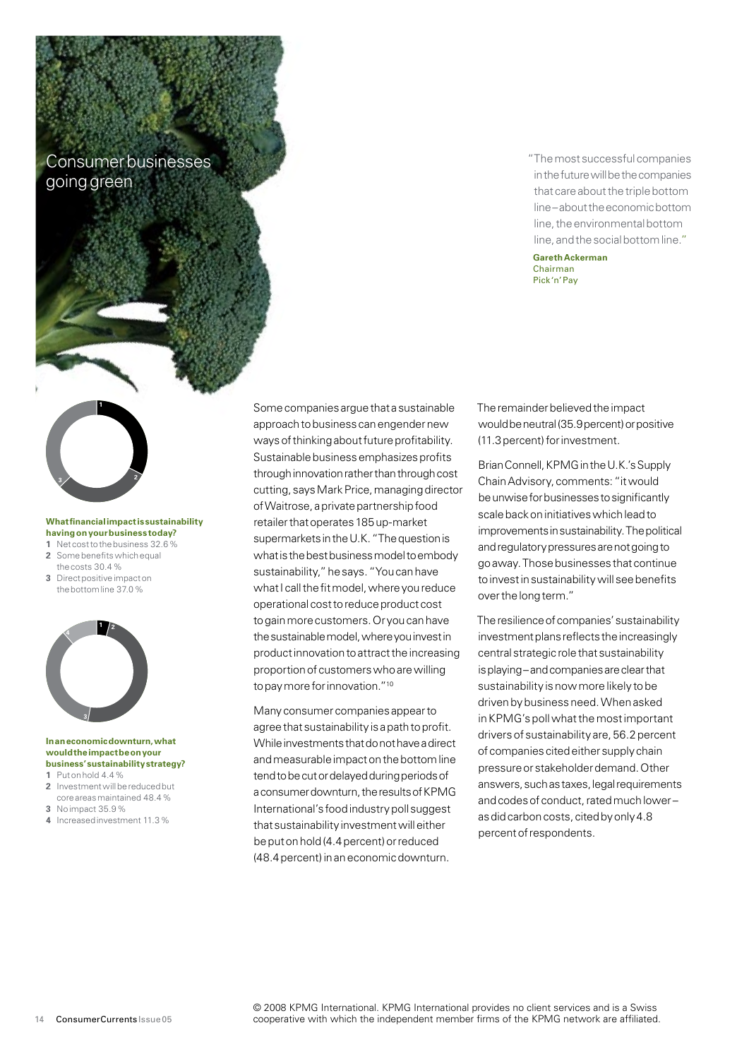# Consumer businesses going green

> "The most successful companies in the future will be the companies that care about the triple bottom line – about the economic bottom line, the environmental bottom line, and the social bottom line."
>
> **Gareth Ackerman**
> Chairman
> Pick 'n' Pay

**What financial impact is sustainability having on your business today?**

1. Net cost to the business 32.6 %
2. Some benefits which equal the costs 30.4 %
3. Direct positive impact on the bottom line 37.0 %

**In an economic downturn, what would the impact be on your business' sustainability strategy?**

1. Put on hold 4.4 %
2. Investment will be reduced but core areas maintained 48.4 %
3. No impact 35.9 %
4. Increased investment 11.3 %

Some companies argue that a sustainable approach to business can engender new ways of thinking about future profitability. Sustainable business emphasizes profits through innovation rather than through cost cutting, says Mark Price, managing director of Waitrose, a private partnership food retailer that operates 185 up-market supermarkets in the U.K. "The question is what is the best business model to embody sustainability," he says. "You can have what I call the fit model, where you reduce operational cost to reduce product cost to gain more customers. Or you can have the sustainable model, where you invest in product innovation to attract the increasing proportion of customers who are willing to pay more for innovation."[10]

Many consumer companies appear to agree that sustainability is a path to profit. While investments that do not have a direct and measurable impact on the bottom line tend to be cut or delayed during periods of a consumer downturn, the results of KPMG International's food industry poll suggest that sustainability investment will either be put on hold (4.4 percent) or reduced (48.4 percent) in an economic downturn. The remainder believed the impact would be neutral (35.9 percent) or positive (11.3 percent) for investment.

Brian Connell, KPMG in the U.K.'s Supply Chain Advisory, comments: "it would be unwise for businesses to significantly scale back on initiatives which lead to improvements in sustainability. The political and regulatory pressures are not going to go away. Those businesses that continue to invest in sustainability will see benefits over the long term."

The resilience of companies' sustainability investment plans reflects the increasingly central strategic role that sustainability is playing – and companies are clear that sustainability is now more likely to be driven by business need. When asked in KPMG's poll what the most important drivers of sustainability are, 56.2 percent of companies cited either supply chain pressure or stakeholder demand. Other answers, such as taxes, legal requirements and codes of conduct, rated much lower – as did carbon costs, cited by only 4.8 percent of respondents.

© 2008 KPMG International. KPMG International provides no client services and is a Swiss cooperative with which the independent member firms of the KPMG network are affiliated.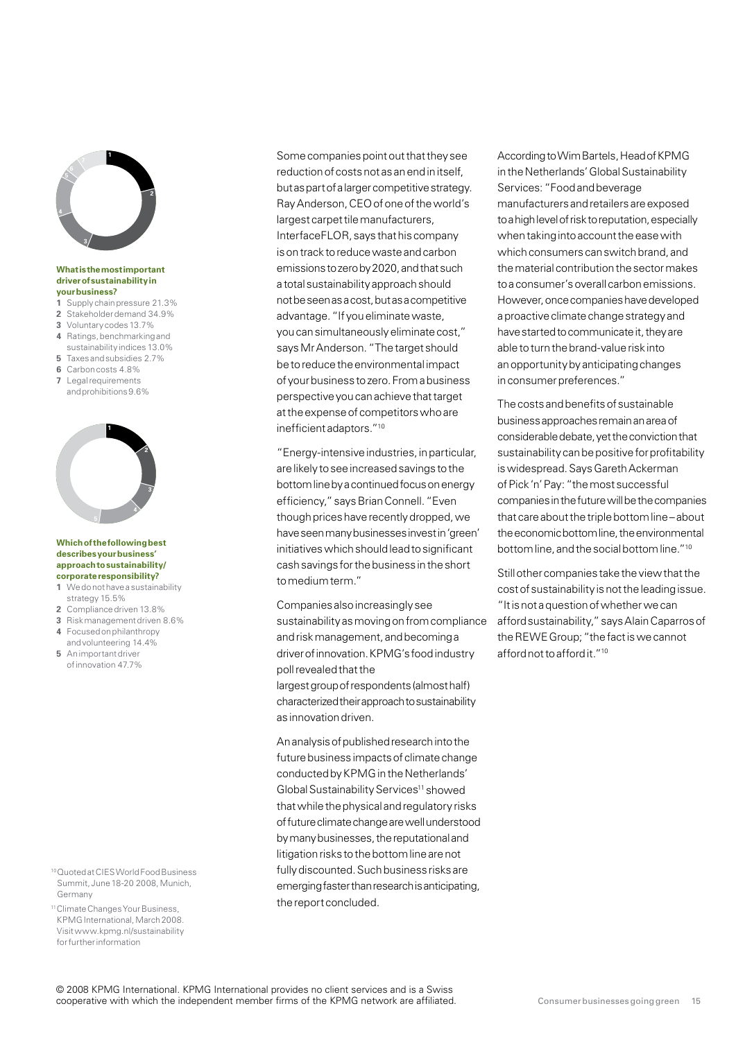**What is the most important driver of sustainability in your business?**

1. Supply chain pressure 21.3%
2. Stakeholder demand 34.9%
3. Voluntary codes 13.7%
4. Ratings, benchmarking and sustainability indices 13.0%
5. Taxes and subsidies 2.7%
6. Carbon costs 4.8%
7. Legal requirements and prohibitions 9.6%

**Which of the following best describes your business' approach to sustainability/ corporate responsibility?**

1. We do not have a sustainability strategy 15.5%
2. Compliance driven 13.8%
3. Risk management driven 8.6%
4. Focused on philanthropy and volunteering 14.4%
5. An important driver of innovation 47.7%

Some companies point out that they see reduction of costs not as an end in itself, but as part of a larger competitive strategy. Ray Anderson, CEO of one of the world's largest carpet tile manufacturers, InterfaceFLOR, says that his company is on track to reduce waste and carbon emissions to zero by 2020, and that such a total sustainability approach should not be seen as a cost, but as a competitive advantage. "If you eliminate waste, you can simultaneously eliminate cost," says Mr Anderson. "The target should be to reduce the environmental impact of your business to zero. From a business perspective you can achieve that target at the expense of competitors who are inefficient adaptors."[10]

"Energy-intensive industries, in particular, are likely to see increased savings to the bottom line by a continued focus on energy efficiency," says Brian Connell. "Even though prices have recently dropped, we have seen many businesses invest in 'green' initiatives which should lead to significant cash savings for the business in the short to medium term."

Companies also increasingly see sustainability as moving on from compliance and risk management, and becoming a driver of innovation. KPMG's food industry poll revealed that the largest group of respondents (almost half) characterized their approach to sustainability as innovation driven.

An analysis of published research into the future business impacts of climate change conducted by KPMG in the Netherlands' Global Sustainability Services[11] showed that while the physical and regulatory risks of future climate change are well understood by many businesses, the reputational and litigation risks to the bottom line are not fully discounted. Such business risks are emerging faster than research is anticipating, the report concluded.

According to Wim Bartels, Head of KPMG in the Netherlands' Global Sustainability Services: "Food and beverage manufacturers and retailers are exposed to a high level of risk to reputation, especially when taking into account the ease with which consumers can switch brand, and the material contribution the sector makes to a consumer's overall carbon emissions. However, once companies have developed a proactive climate change strategy and have started to communicate it, they are able to turn the brand-value risk into an opportunity by anticipating changes in consumer preferences."

The costs and benefits of sustainable business approaches remain an area of considerable debate, yet the conviction that sustainability can be positive for profitability is widespread. Says Gareth Ackerman of Pick 'n' Pay: "the most successful companies in the future will be the companies that care about the triple bottom line – about the economic bottom line, the environmental bottom line, and the social bottom line."[10]

Still other companies take the view that the cost of sustainability is not the leading issue. "It is not a question of whether we can afford sustainability," says Alain Caparros of the REWE Group; "the fact is we cannot afford not to afford it."[10]

[10] Quoted at CIES World Food Business Summit, June 18-20 2008, Munich, Germany

[11] Climate Changes Your Business, KPMG International, March 2008. Visit www.kpmg.nl/sustainability for further information

© 2008 KPMG International. KPMG International provides no client services and is a Swiss cooperative with which the independent member firms of the KPMG network are affiliated.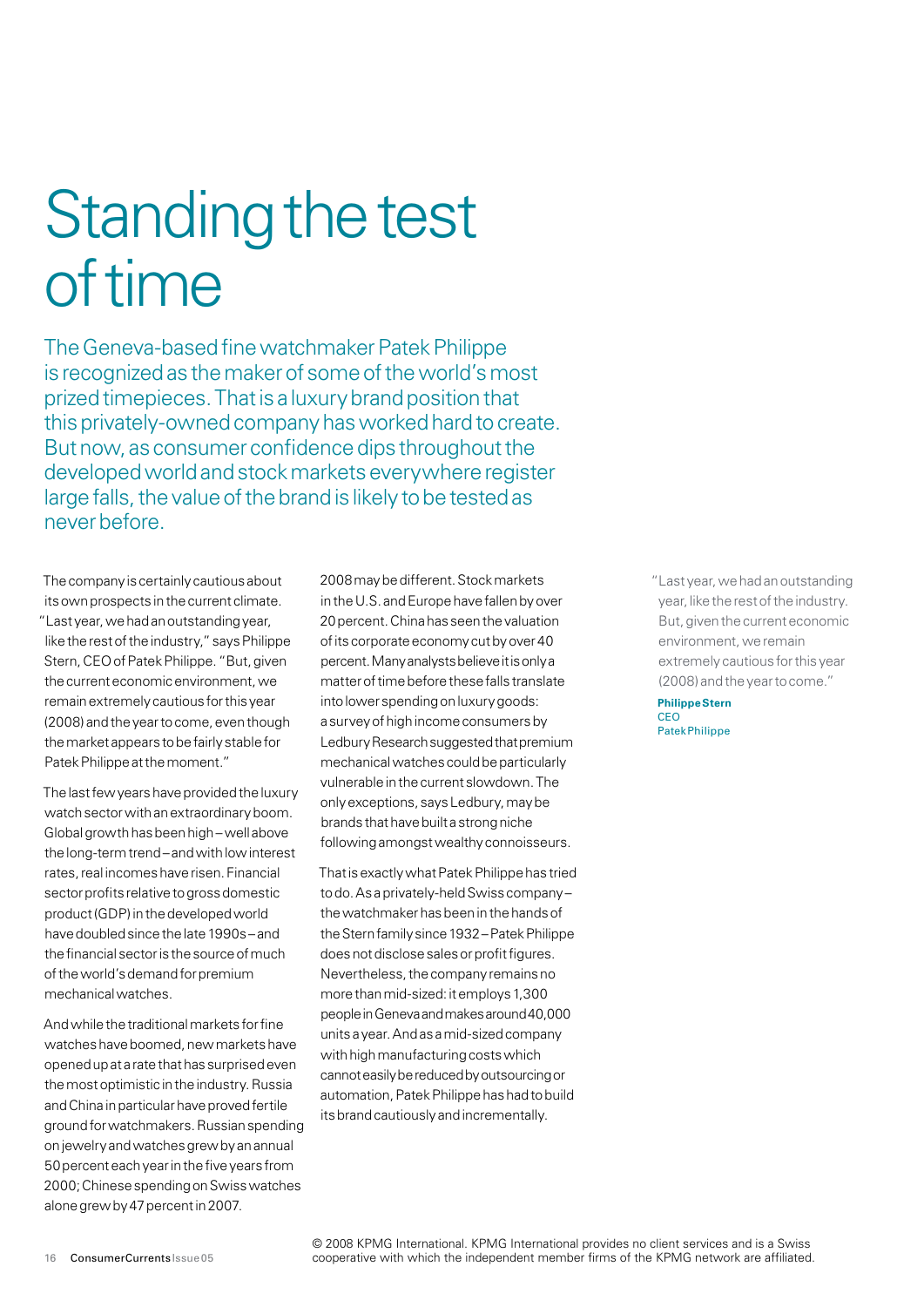# Standing the test of time

The Geneva-based fine watchmaker Patek Philippe is recognized as the maker of some of the world's most prized timepieces. That is a luxury brand position that this privately-owned company has worked hard to create. But now, as consumer confidence dips throughout the developed world and stock markets everywhere register large falls, the value of the brand is likely to be tested as never before.

The company is certainly cautious about its own prospects in the current climate. "Last year, we had an outstanding year, like the rest of the industry," says Philippe Stern, CEO of Patek Philippe. "But, given the current economic environment, we remain extremely cautious for this year (2008) and the year to come, even though the market appears to be fairly stable for Patek Philippe at the moment."

The last few years have provided the luxury watch sector with an extraordinary boom. Global growth has been high – well above the long-term trend – and with low interest rates, real incomes have risen. Financial sector profits relative to gross domestic product (GDP) in the developed world have doubled since the late 1990s – and the financial sector is the source of much of the world's demand for premium mechanical watches.

And while the traditional markets for fine watches have boomed, new markets have opened up at a rate that has surprised even the most optimistic in the industry. Russia and China in particular have proved fertile ground for watchmakers. Russian spending on jewelry and watches grew by an annual 50 percent each year in the five years from 2000; Chinese spending on Swiss watches alone grew by 47 percent in 2007.

2008 may be different. Stock markets in the U.S. and Europe have fallen by over 20 percent. China has seen the valuation of its corporate economy cut by over 40 percent. Many analysts believe it is only a matter of time before these falls translate into lower spending on luxury goods: a survey of high income consumers by Ledbury Research suggested that premium mechanical watches could be particularly vulnerable in the current slowdown. The only exceptions, says Ledbury, may be brands that have built a strong niche following amongst wealthy connoisseurs.

That is exactly what Patek Philippe has tried to do. As a privately-held Swiss company – the watchmaker has been in the hands of the Stern family since 1932 – Patek Philippe does not disclose sales or profit figures. Nevertheless, the company remains no more than mid-sized: it employs 1,300 people in Geneva and makes around 40,000 units a year. And as a mid-sized company with high manufacturing costs which cannot easily be reduced by outsourcing or automation, Patek Philippe has had to build its brand cautiously and incrementally.

> "Last year, we had an outstanding year, like the rest of the industry. But, given the current economic environment, we remain extremely cautious for this year (2008) and the year to come."
>
> **Philippe Stern**
> CEO
> Patek Philippe

© 2008 KPMG International. KPMG International provides no client services and is a Swiss cooperative with which the independent member firms of the KPMG network are affiliated.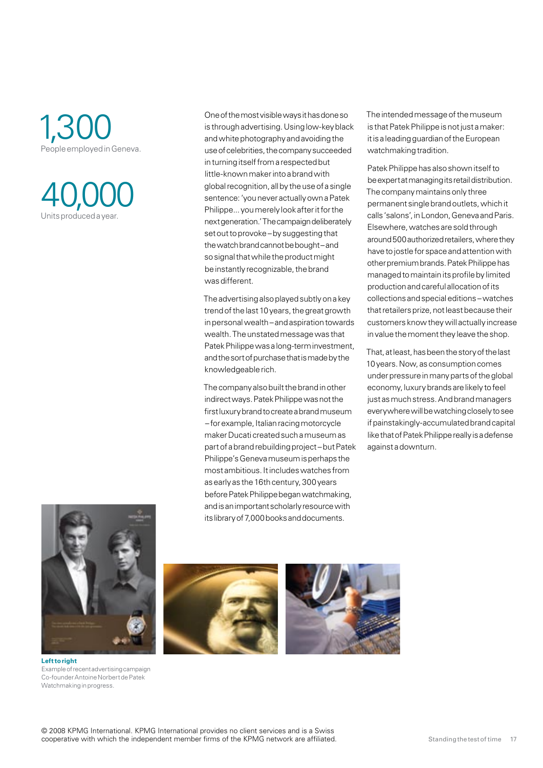**1,300**
People employed in Geneva.

**40,000**
Units produced a year.

One of the most visible ways it has done so is through advertising. Using low-key black and white photography and avoiding the use of celebrities, the company succeeded in turning itself from a respected but little-known maker into a brand with global recognition, all by the use of a single sentence: 'you never actually own a Patek Philippe... you merely look after it for the next generation.' The campaign deliberately set out to provoke – by suggesting that the watch brand cannot be bought – and so signal that while the product might be instantly recognizable, the brand was different.

The advertising also played subtly on a key trend of the last 10 years, the great growth in personal wealth – and aspiration towards wealth. The unstated message was that Patek Philippe was a long-term investment, and the sort of purchase that is made by the knowledgeable rich.

The company also built the brand in other indirect ways. Patek Philippe was not the first luxury brand to create a brand museum – for example, Italian racing motorcycle maker Ducati created such a museum as part of a brand rebuilding project – but Patek Philippe's Geneva museum is perhaps the most ambitious. It includes watches from as early as the 16th century, 300 years before Patek Philippe began watchmaking, and is an important scholarly resource with its library of 7,000 books and documents.

The intended message of the museum is that Patek Philippe is not just a maker: it is a leading guardian of the European watchmaking tradition.

Patek Philippe has also shown itself to be expert at managing its retail distribution. The company maintains only three permanent single brand outlets, which it calls 'salons', in London, Geneva and Paris. Elsewhere, watches are sold through around 500 authorized retailers, where they have to jostle for space and attention with other premium brands. Patek Philippe has managed to maintain its profile by limited production and careful allocation of its collections and special editions – watches that retailers prize, not least because their customers know they will actually increase in value the moment they leave the shop.

That, at least, has been the story of the last 10 years. Now, as consumption comes under pressure in many parts of the global economy, luxury brands are likely to feel just as much stress. And brand managers everywhere will be watching closely to see if painstakingly-accumulated brand capital like that of Patek Philippe really is a defense against a downturn.

**Left to right**
Example of recent advertising campaign
Co-founder Antoine Norbert de Patek
Watchmaking in progress.

© 2008 KPMG International. KPMG International provides no client services and is a Swiss cooperative with which the independent member firms of the KPMG network are affiliated.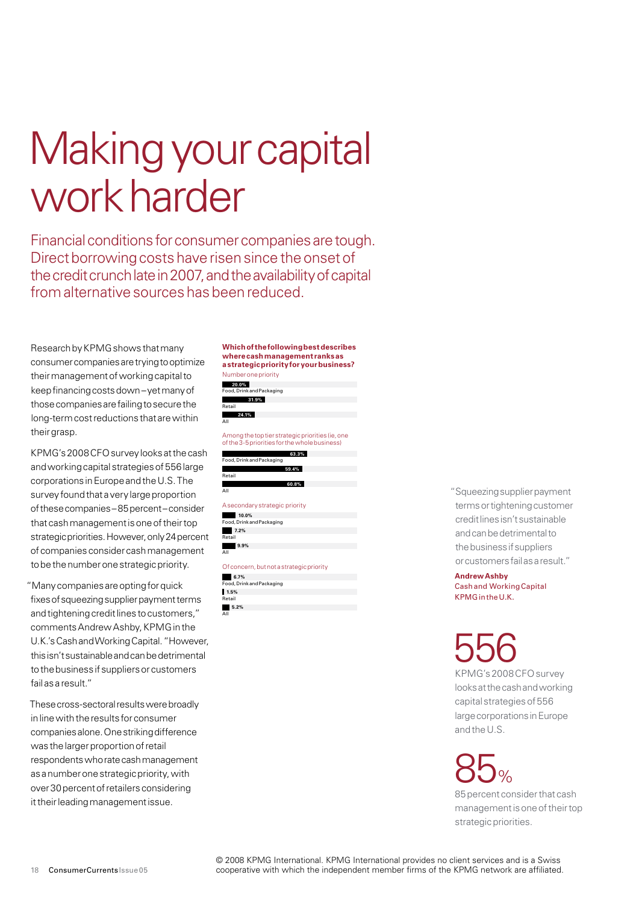# Making your capital work harder

## Financial conditions for consumer companies are tough. Direct borrowing costs have risen since the onset of the credit crunch late in 2007, and the availability of capital from alternative sources has been reduced.

Research by KPMG shows that many consumer companies are trying to optimize their management of working capital to keep financing costs down – yet many of those companies are failing to secure the long-term cost reductions that are within their grasp.

KPMG's 2008 CFO survey looks at the cash and working capital strategies of 556 large corporations in Europe and the U.S. The survey found that a very large proportion of these companies – 85 percent – consider that cash management is one of their top strategic priorities. However, only 24 percent of companies consider cash management to be the number one strategic priority.

"Many companies are opting for quick fixes of squeezing supplier payment terms and tightening credit lines to customers," comments Andrew Ashby, KPMG in the U.K.'s Cash and Working Capital. "However, this isn't sustainable and can be detrimental to the business if suppliers or customers fail as a result."

These cross-sectoral results were broadly in line with the results for consumer companies alone. One striking difference was the larger proportion of retail respondents who rate cash management as a number one strategic priority, with over 30 percent of retailers considering it their leading management issue.

**Which of the following best describes where cash management ranks as a strategic priority for your business?**

| | Food, Drink and Packaging | Retail | All |
|---|---|---|---|
| Number one priority | 20.0% | 31.9% | 24.1% |
| Among the top tier strategic priorities (ie, one of the 3-5 priorities for the whole business) | 63.3% | 59.4% | 60.8% |
| A secondary strategic priority | 10.0% | 7.2% | 9.9% |
| Of concern, but not a strategic priority | 6.7% | 1.5% | 5.2% |

"Squeezing supplier payment terms or tightening customer credit lines isn't sustainable and can be detrimental to the business if suppliers or customers fail as a result."

**Andrew Ashby**
Cash and Working Capital
KPMG in the U.K.

**556**
KPMG's 2008 CFO survey looks at the cash and working capital strategies of 556 large corporations in Europe and the U.S.

**85%**
85 percent consider that cash management is one of their top strategic priorities.

© 2008 KPMG International. KPMG International provides no client services and is a Swiss cooperative with which the independent member firms of the KPMG network are affiliated.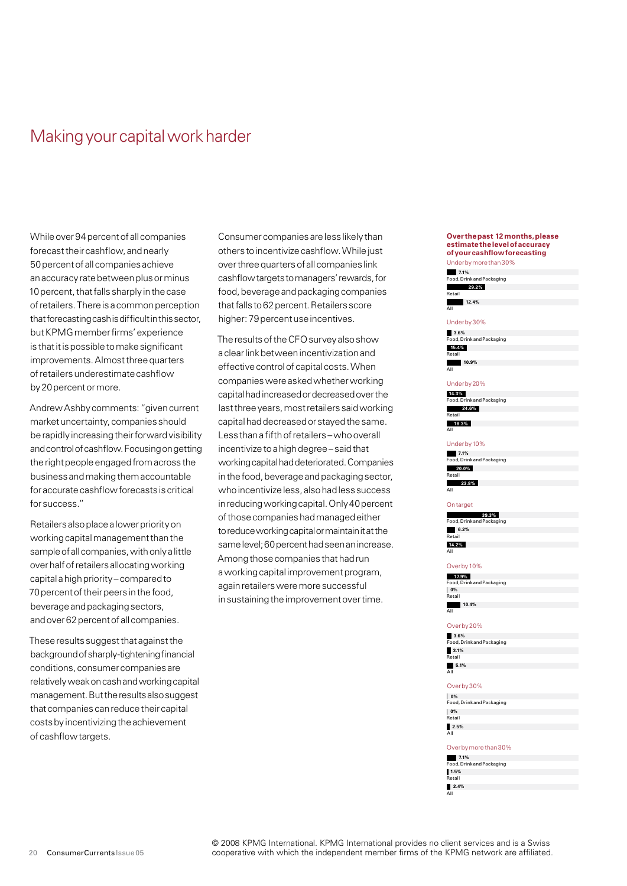# Making your capital work harder

While over 94 percent of all companies forecast their cashflow, and nearly 50 percent of all companies achieve an accuracy rate between plus or minus 10 percent, that falls sharply in the case of retailers. There is a common perception that forecasting cash is difficult in this sector, but KPMG member firms' experience is that it is possible to make significant improvements. Almost three quarters of retailers underestimate cashflow by 20 percent or more.

Andrew Ashby comments: "given current market uncertainty, companies should be rapidly increasing their forward visibility and control of cashflow. Focusing on getting the right people engaged from across the business and making them accountable for accurate cashflow forecasts is critical for success."

Retailers also place a lower priority on working capital management than the sample of all companies, with only a little over half of retailers allocating working capital a high priority – compared to 70 percent of their peers in the food, beverage and packaging sectors, and over 62 percent of all companies.

These results suggest that against the background of sharply-tightening financial conditions, consumer companies are relatively weak on cash and working capital management. But the results also suggest that companies can reduce their capital costs by incentivizing the achievement of cashflow targets.

Consumer companies are less likely than others to incentivize cashflow. While just over three quarters of all companies link cashflow targets to managers' rewards, for food, beverage and packaging companies that falls to 62 percent. Retailers score higher: 79 percent use incentives.

The results of the CFO survey also show a clear link between incentivization and effective control of capital costs. When companies were asked whether working capital had increased or decreased over the last three years, most retailers said working capital had decreased or stayed the same. Less than a fifth of retailers – who overall incentivize to a high degree – said that working capital had deteriorated. Companies in the food, beverage and packaging sector, who incentivize less, also had less success in reducing working capital. Only 40 percent of those companies had managed either to reduce working capital or maintain it at the same level; 60 percent had seen an increase. Among those companies that had run a working capital improvement program, again retailers were more successful in sustaining the improvement over time.

**Over the past 12 months, please estimate the level of accuracy of your cashflow forecasting**

| | Food, Drink and Packaging | Retail | All |
|---|---|---|---|
| Under by more than 30% | 7.1% | 29.2% | 12.4% |
| Under by 30% | 3.6% | 15.4% | 10.9% |
| Under by 20% | 14.3% | 24.6% | 18.3% |
| Under by 10% | 7.1% | 20.0% | 23.8% |
| On target | 39.3% | 6.2% | 14.2% |
| Over by 10% | 17.9% | 0% | 10.4% |
| Over by 20% | 3.6% | 3.1% | 5.1% |
| Over by 30% | 0% | 0% | 2.5% |
| Over by more than 30% | 7.1% | 1.5% | 2.4% |

© 2008 KPMG International. KPMG International provides no client services and is a Swiss cooperative with which the independent member firms of the KPMG network are affiliated.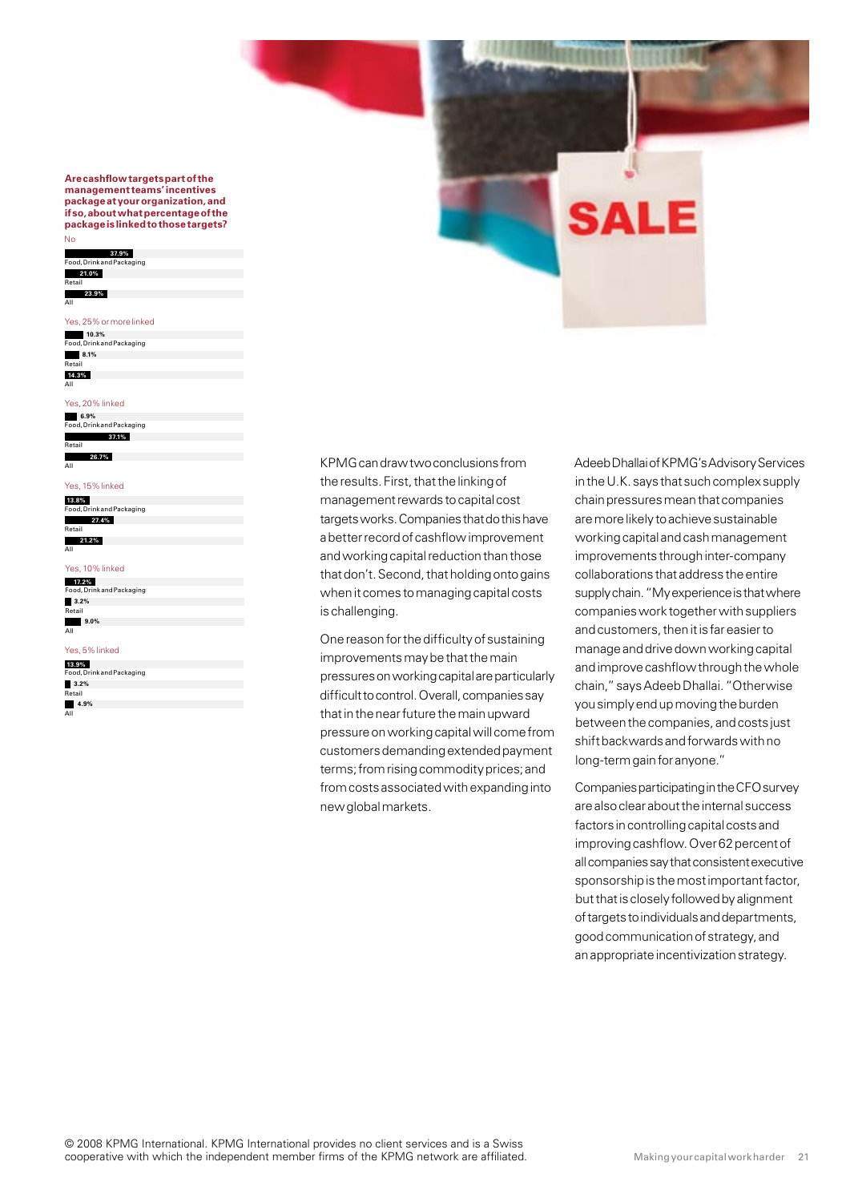**Are cashflow targets part of the management teams' incentives package at your organization, and if so, about what percentage of the package is linked to those targets?**

| Response | Food, Drink and Packaging | Retail | All |
|---|---|---|---|
| No | 37.9% | 21.0% | 23.9% |
| Yes, 25% or more linked | 10.3% | 8.1% | 14.3% |
| Yes, 20% linked | 6.9% | 37.1% | 26.7% |
| Yes, 15% linked | 13.8% | 27.4% | 21.2% |
| Yes, 10% linked | 17.2% | 3.2% | 9.0% |
| Yes, 5% linked | 13.9% | 3.2% | 4.9% |

KPMG can draw two conclusions from the results. First, that the linking of management rewards to capital cost targets works. Companies that do this have a better record of cashflow improvement and working capital reduction than those that don't. Second, that holding onto gains when it comes to managing capital costs is challenging.

One reason for the difficulty of sustaining improvements may be that the main pressures on working capital are particularly difficult to control. Overall, companies say that in the near future the main upward pressure on working capital will come from customers demanding extended payment terms; from rising commodity prices; and from costs associated with expanding into new global markets.

Adeeb Dhallai of KPMG's Advisory Services in the U.K. says that such complex supply chain pressures mean that companies are more likely to achieve sustainable working capital and cash management improvements through inter-company collaborations that address the entire supply chain. "My experience is that where companies work together with suppliers and customers, then it is far easier to manage and drive down working capital and improve cashflow through the whole chain," says Adeeb Dhallai. "Otherwise you simply end up moving the burden between the companies, and costs just shift backwards and forwards with no long-term gain for anyone."

Companies participating in the CFO survey are also clear about the internal success factors in controlling capital costs and improving cashflow. Over 62 percent of all companies say that consistent executive sponsorship is the most important factor, but that is closely followed by alignment of targets to individuals and departments, good communication of strategy, and an appropriate incentivization strategy.

© 2008 KPMG International. KPMG International provides no client services and is a Swiss cooperative with which the independent member firms of the KPMG network are affiliated.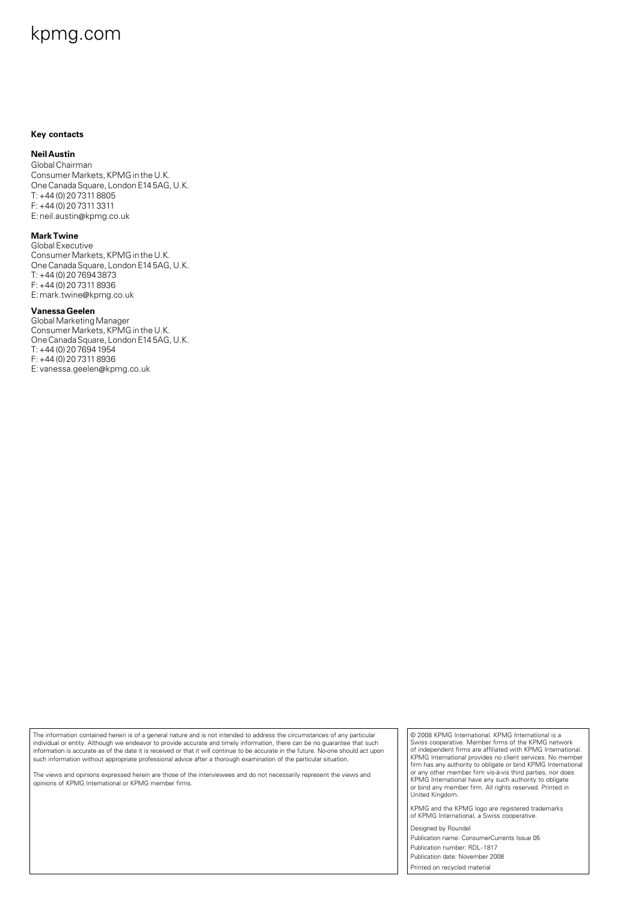# kpmg.com

**Key contacts**

**Neil Austin**
Global Chairman
Consumer Markets, KPMG in the U.K.
One Canada Square, London E14 5AG, U.K.
T: +44 (0) 20 7311 8805
F: +44 (0) 20 7311 3311
E: neil.austin@kpmg.co.uk

**Mark Twine**
Global Executive
Consumer Markets, KPMG in the U.K.
One Canada Square, London E14 5AG, U.K.
T: +44 (0) 20 7694 3873
F: +44 (0) 20 7311 8936
E: mark.twine@kpmg.co.uk

**Vanessa Geelen**
Global Marketing Manager
Consumer Markets, KPMG in the U.K.
One Canada Square, London E14 5AG, U.K.
T: +44 (0) 20 7694 1954
F: +44 (0) 20 7311 8936
E: vanessa.geelen@kpmg.co.uk

The information contained herein is of a general nature and is not intended to address the circumstances of any particular individual or entity. Although we endeavor to provide accurate and timely information, there can be no guarantee that such information is accurate as of the date it is received or that it will continue to be accurate in the future. No-one should act upon such information without appropriate professional advice after a thorough examination of the particular situation.

The views and opinions expressed herein are those of the interviewees and do not necessarily represent the views and opinions of KPMG International or KPMG member firms.

© 2008 KPMG International. KPMG International is a Swiss cooperative. Member firms of the KPMG network of independent firms are affiliated with KPMG International. KPMG International provides no client services. No member firm has any authority to obligate or bind KPMG International or any other member firm vis-à-vis third parties, nor does KPMG International have any such authority to obligate or bind any member firm. All rights reserved. Printed in United Kingdom.

KPMG and the KPMG logo are registered trademarks of KPMG International, a Swiss cooperative.

Designed by Roundel

Publication name: ConsumerCurrents Issue 05

Publication number: RDL-1817

Publication date: November 2008

Printed on recycled material